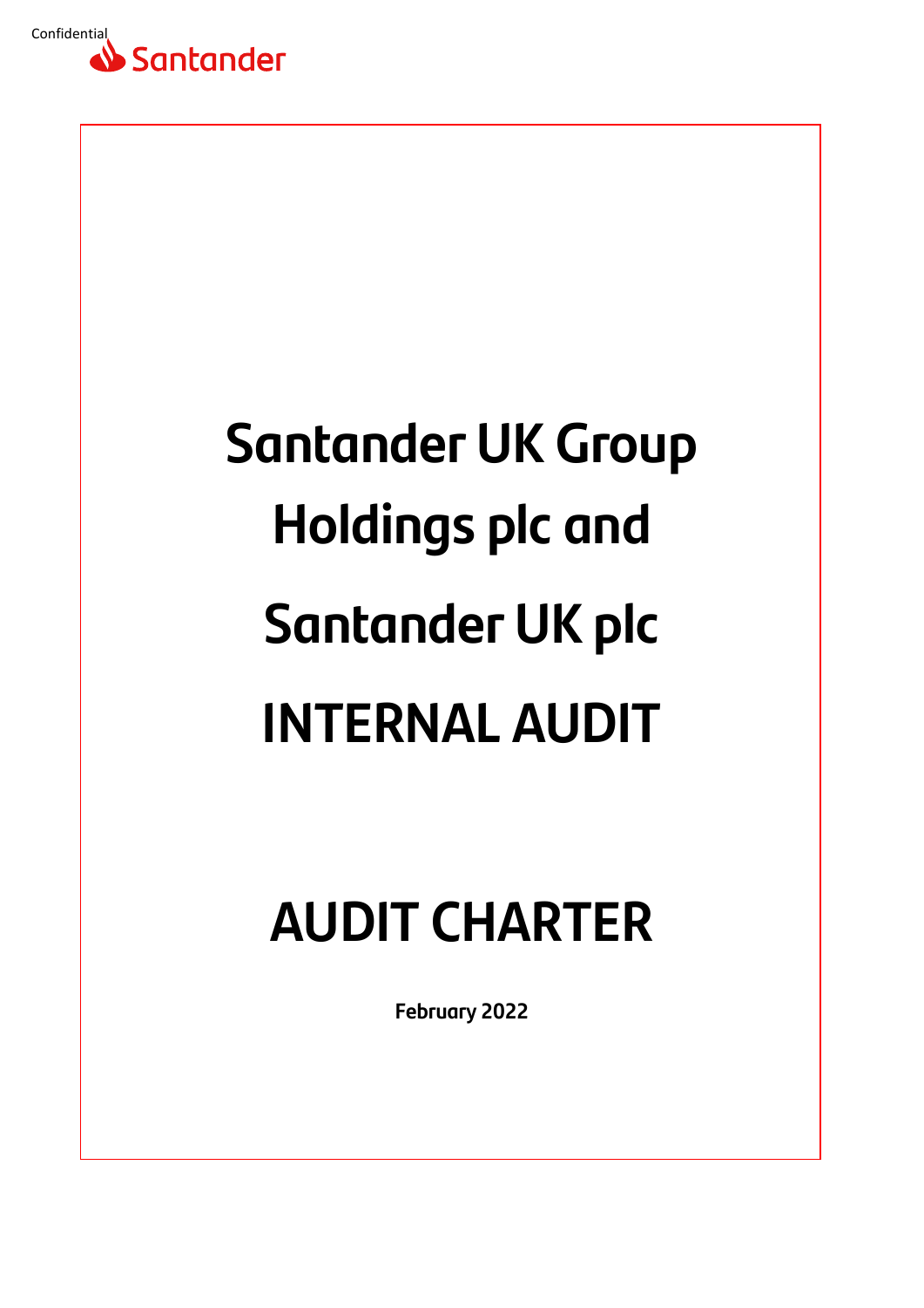Confidential

Santander

# Santander UK Group Holdings plc and Santander UK plc

# INTERNAL AUDIT

# AUDIT CHARTER

**February 2022**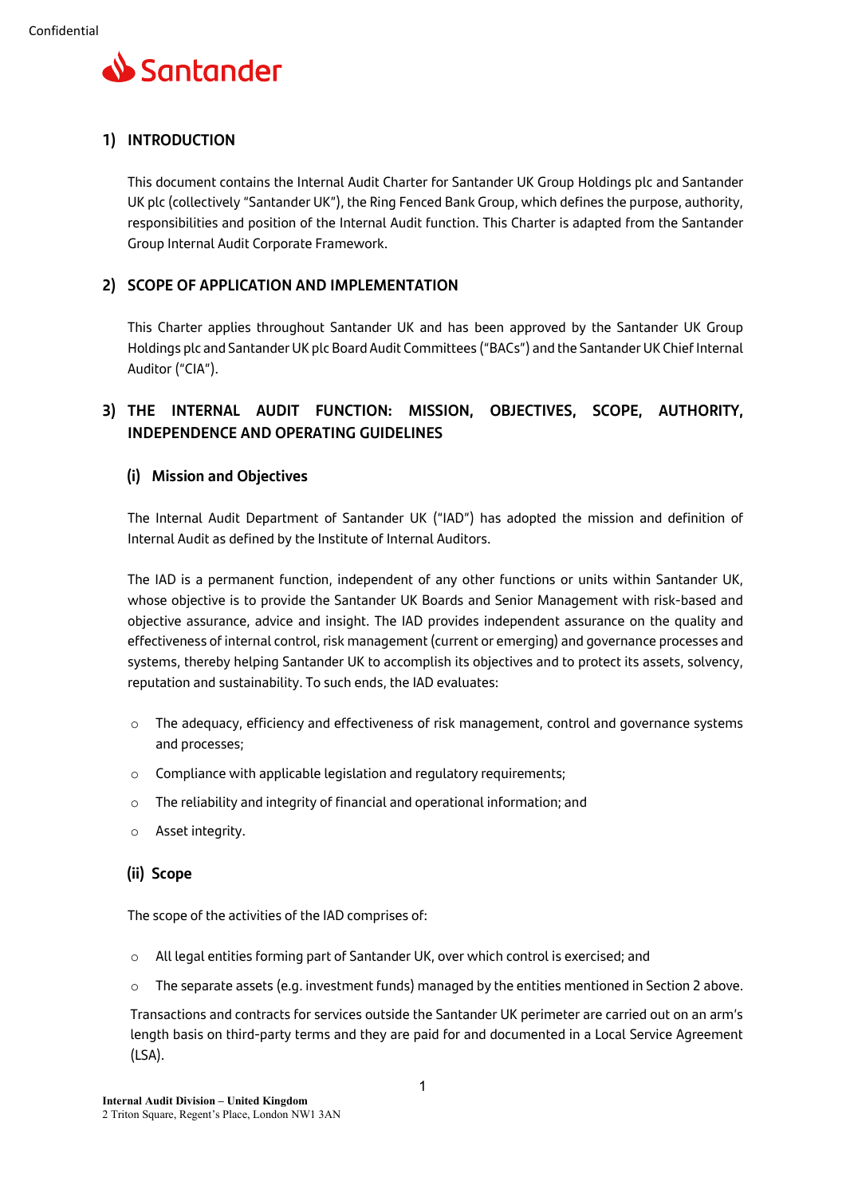Confidential

# Santander

## 1) INTRODUCTION

This document contains the Internal Audit Charter for Santander UK Group Holdings plc and Santander UK plc (collectively "Santander UK"), the Ring Fenced Bank Group, which defines the purpose, authority, responsibilities and position of the Internal Audit function. This Charter is adapted from the Santander Group Internal Audit Corporate Framework.

## 2) SCOPE OF APPLICATION AND IMPLEMENTATION

This Charter applies throughout Santander UK and has been approved by the Santander UK Group Holdings plc and Santander UK plc Board Audit Committees ("BACs") and the Santander UK Chief Internal Auditor ("CIA").

## 3) THE INTERNAL AUDIT FUNCTION: MISSION, OBJECTIVES, SCOPE, AUTHORITY, INDEPENDENCE AND OPERATING GUIDELINES

### (i) Mission and Objectives

The Internal Audit Department of Santander UK ("IAD") has adopted the mission and definition of Internal Audit as defined by the Institute of Internal Auditors.

The IAD is a permanent function, independent of any other functions or units within Santander UK, whose objective is to provide the Santander UK Boards and Senior Management with risk-based and objective assurance, advice and insight. The IAD provides independent assurance on the quality and effectiveness of internal control, risk management (current or emerging) and governance processes and systems, thereby helping Santander UK to accomplish its objectives and to protect its assets, solvency, reputation and sustainability. To such ends, the IAD evaluates:

- The adequacy, efficiency and effectiveness of risk management, control and governance systems and processes;
- Compliance with applicable legislation and regulatory requirements;
- The reliability and integrity of financial and operational information; and
- Asset integrity.

### (ii) Scope

The scope of the activities of the IAD comprises of:

- All legal entities forming part of Santander UK, over which control is exercised; and
- The separate assets (e.g. investment funds) managed by the entities mentioned in Section 2 above.

Transactions and contracts for services outside the Santander UK perimeter are carried out on an arm's length basis on third-party terms and they are paid for and documented in a Local Service Agreement (LSA).

**Internal Audit Division – United Kingdom**
2 Triton Square, Regent's Place, London NW1 3AN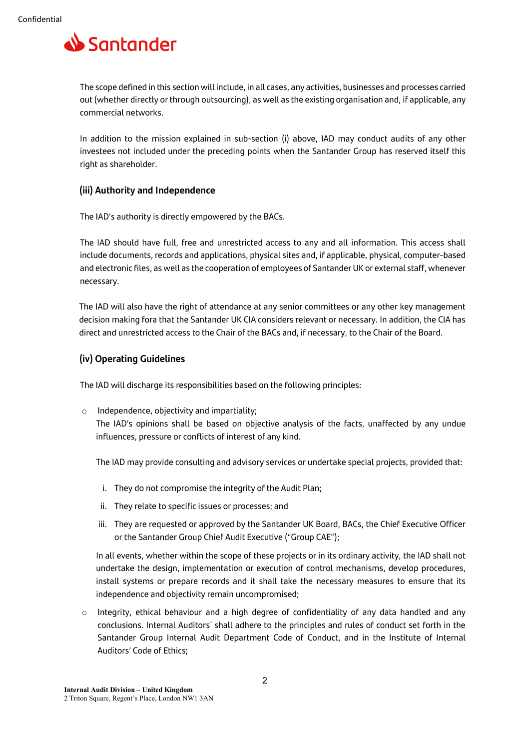The scope defined in this section will include, in all cases, any activities, businesses and processes carried out (whether directly or through outsourcing), as well as the existing organisation and, if applicable, any commercial networks.

In addition to the mission explained in sub-section (i) above, IAD may conduct audits of any other investees not included under the preceding points when the Santander Group has reserved itself this right as shareholder.

### (iii) Authority and Independence

The IAD's authority is directly empowered by the BACs.

The IAD should have full, free and unrestricted access to any and all information. This access shall include documents, records and applications, physical sites and, if applicable, physical, computer-based and electronic files, as well as the cooperation of employees of Santander UK or external staff, whenever necessary.

The IAD will also have the right of attendance at any senior committees or any other key management decision making fora that the Santander UK CIA considers relevant or necessary. In addition, the CIA has direct and unrestricted access to the Chair of the BACs and, if necessary, to the Chair of the Board.

### (iv) Operating Guidelines

The IAD will discharge its responsibilities based on the following principles:

- Independence, objectivity and impartiality;
  The IAD's opinions shall be based on objective analysis of the facts, unaffected by any undue influences, pressure or conflicts of interest of any kind.

  The IAD may provide consulting and advisory services or undertake special projects, provided that:

  i. They do not compromise the integrity of the Audit Plan;

  ii. They relate to specific issues or processes; and

  iii. They are requested or approved by the Santander UK Board, BACs, the Chief Executive Officer or the Santander Group Chief Audit Executive ("Group CAE");

  In all events, whether within the scope of these projects or in its ordinary activity, the IAD shall not undertake the design, implementation or execution of control mechanisms, develop procedures, install systems or prepare records and it shall take the necessary measures to ensure that its independence and objectivity remain uncompromised;

- Integrity, ethical behaviour and a high degree of confidentiality of any data handled and any conclusions. Internal Auditors´ shall adhere to the principles and rules of conduct set forth in the Santander Group Internal Audit Department Code of Conduct, and in the Institute of Internal Auditors' Code of Ethics;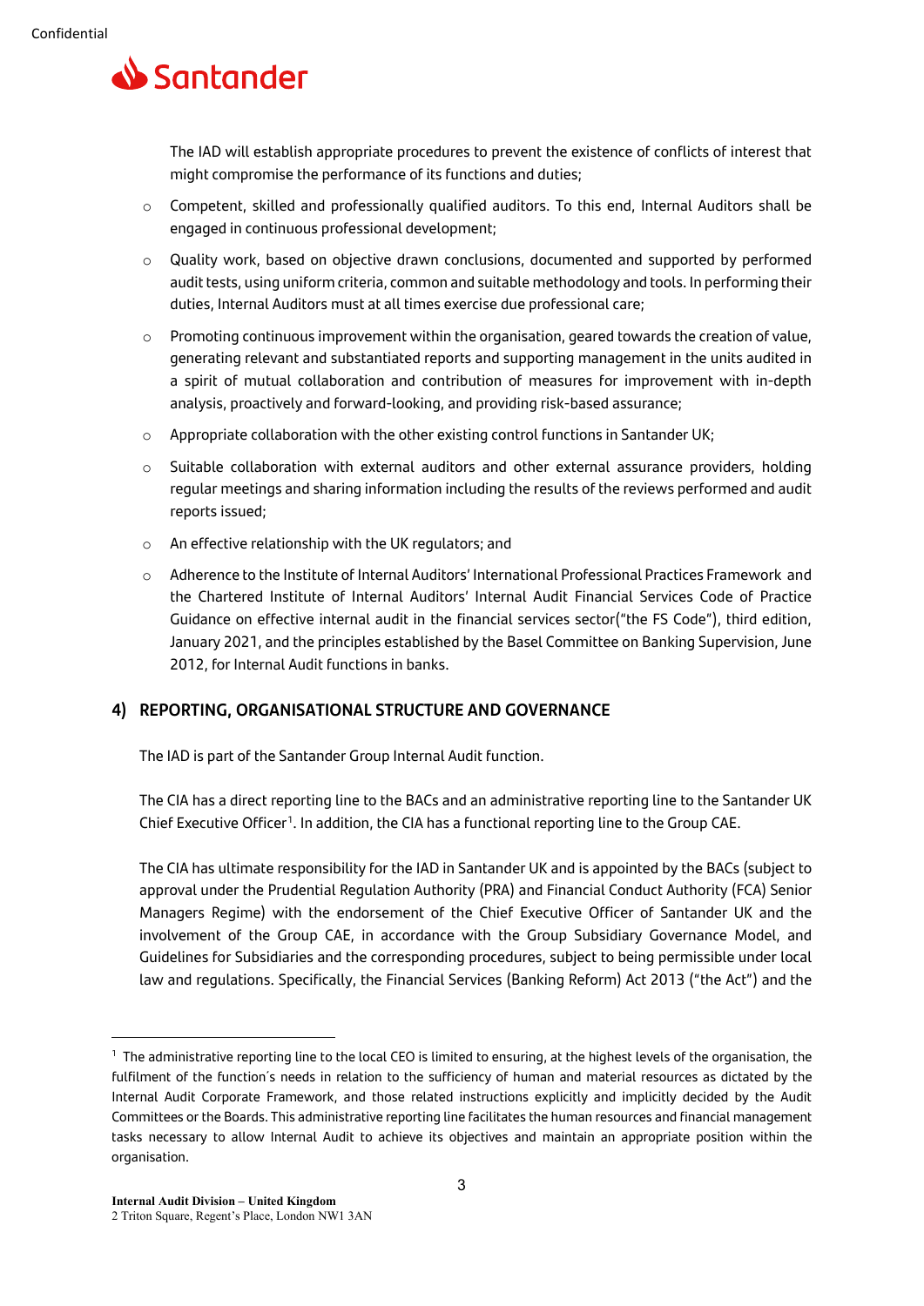The IAD will establish appropriate procedures to prevent the existence of conflicts of interest that might compromise the performance of its functions and duties;

- Competent, skilled and professionally qualified auditors. To this end, Internal Auditors shall be engaged in continuous professional development;
- Quality work, based on objective drawn conclusions, documented and supported by performed audit tests, using uniform criteria, common and suitable methodology and tools. In performing their duties, Internal Auditors must at all times exercise due professional care;
- Promoting continuous improvement within the organisation, geared towards the creation of value, generating relevant and substantiated reports and supporting management in the units audited in a spirit of mutual collaboration and contribution of measures for improvement with in-depth analysis, proactively and forward-looking, and providing risk-based assurance;
- Appropriate collaboration with the other existing control functions in Santander UK;
- Suitable collaboration with external auditors and other external assurance providers, holding regular meetings and sharing information including the results of the reviews performed and audit reports issued;
- An effective relationship with the UK regulators; and
- Adherence to the Institute of Internal Auditors' International Professional Practices Framework and the Chartered Institute of Internal Auditors' Internal Audit Financial Services Code of Practice Guidance on effective internal audit in the financial services sector("the FS Code"), third edition, January 2021, and the principles established by the Basel Committee on Banking Supervision, June 2012, for Internal Audit functions in banks.

## 4) REPORTING, ORGANISATIONAL STRUCTURE AND GOVERNANCE

The IAD is part of the Santander Group Internal Audit function.

The CIA has a direct reporting line to the BACs and an administrative reporting line to the Santander UK Chief Executive Officer[1]. In addition, the CIA has a functional reporting line to the Group CAE.

The CIA has ultimate responsibility for the IAD in Santander UK and is appointed by the BACs (subject to approval under the Prudential Regulation Authority (PRA) and Financial Conduct Authority (FCA) Senior Managers Regime) with the endorsement of the Chief Executive Officer of Santander UK and the involvement of the Group CAE, in accordance with the Group Subsidiary Governance Model, and Guidelines for Subsidiaries and the corresponding procedures, subject to being permissible under local law and regulations. Specifically, the Financial Services (Banking Reform) Act 2013 ("the Act") and the

[1] The administrative reporting line to the local CEO is limited to ensuring, at the highest levels of the organisation, the fulfilment of the function´s needs in relation to the sufficiency of human and material resources as dictated by the Internal Audit Corporate Framework, and those related instructions explicitly and implicitly decided by the Audit Committees or the Boards. This administrative reporting line facilitates the human resources and financial management tasks necessary to allow Internal Audit to achieve its objectives and maintain an appropriate position within the organisation.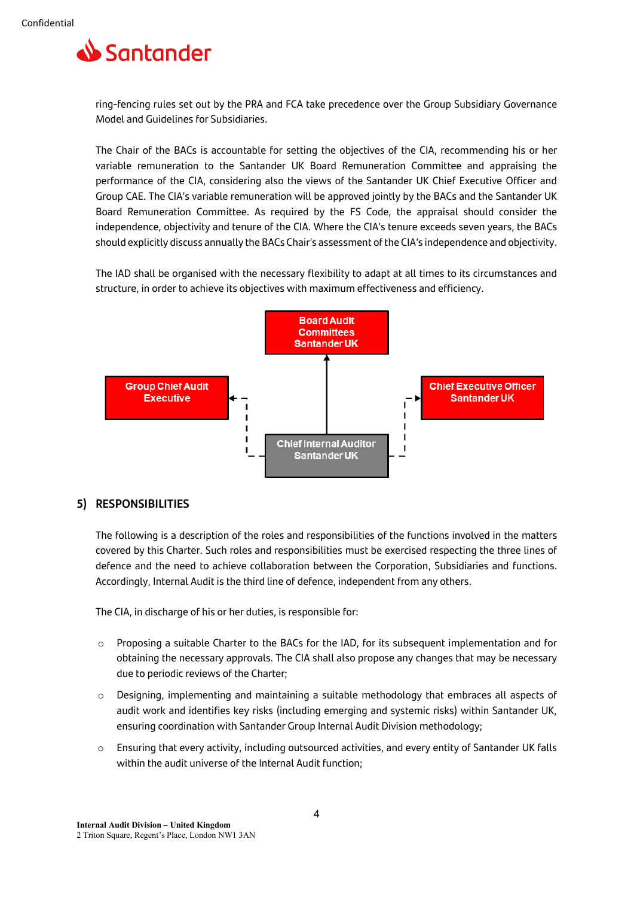ring-fencing rules set out by the PRA and FCA take precedence over the Group Subsidiary Governance Model and Guidelines for Subsidiaries.

The Chair of the BACs is accountable for setting the objectives of the CIA, recommending his or her variable remuneration to the Santander UK Board Remuneration Committee and appraising the performance of the CIA, considering also the views of the Santander UK Chief Executive Officer and Group CAE. The CIA's variable remuneration will be approved jointly by the BACs and the Santander UK Board Remuneration Committee. As required by the FS Code, the appraisal should consider the independence, objectivity and tenure of the CIA. Where the CIA's tenure exceeds seven years, the BACs should explicitly discuss annually the BACs Chair's assessment of the CIA's independence and objectivity.

The IAD shall be organised with the necessary flexibility to adapt at all times to its circumstances and structure, in order to achieve its objectives with maximum effectiveness and efficiency.

Board Audit Committees Santander UK

Group Chief Audit Executive

Chief Executive Officer Santander UK

Chief Internal Auditor Santander UK

## 5) RESPONSIBILITIES

The following is a description of the roles and responsibilities of the functions involved in the matters covered by this Charter. Such roles and responsibilities must be exercised respecting the three lines of defence and the need to achieve collaboration between the Corporation, Subsidiaries and functions. Accordingly, Internal Audit is the third line of defence, independent from any others.

The CIA, in discharge of his or her duties, is responsible for:

- Proposing a suitable Charter to the BACs for the IAD, for its subsequent implementation and for obtaining the necessary approvals. The CIA shall also propose any changes that may be necessary due to periodic reviews of the Charter;
- Designing, implementing and maintaining a suitable methodology that embraces all aspects of audit work and identifies key risks (including emerging and systemic risks) within Santander UK, ensuring coordination with Santander Group Internal Audit Division methodology;
- Ensuring that every activity, including outsourced activities, and every entity of Santander UK falls within the audit universe of the Internal Audit function;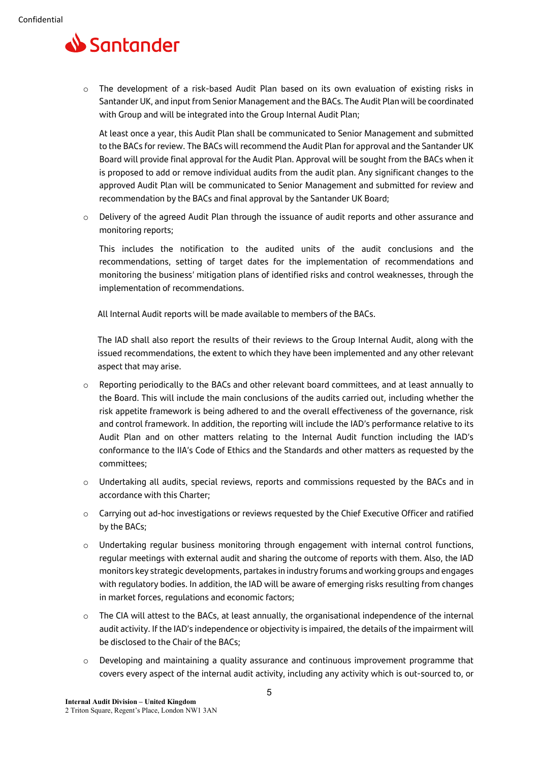- The development of a risk-based Audit Plan based on its own evaluation of existing risks in Santander UK, and input from Senior Management and the BACs. The Audit Plan will be coordinated with Group and will be integrated into the Group Internal Audit Plan;

  At least once a year, this Audit Plan shall be communicated to Senior Management and submitted to the BACs for review. The BACs will recommend the Audit Plan for approval and the Santander UK Board will provide final approval for the Audit Plan. Approval will be sought from the BACs when it is proposed to add or remove individual audits from the audit plan. Any significant changes to the approved Audit Plan will be communicated to Senior Management and submitted for review and recommendation by the BACs and final approval by the Santander UK Board;

- Delivery of the agreed Audit Plan through the issuance of audit reports and other assurance and monitoring reports;

  This includes the notification to the audited units of the audit conclusions and the recommendations, setting of target dates for the implementation of recommendations and monitoring the business' mitigation plans of identified risks and control weaknesses, through the implementation of recommendations.

  All Internal Audit reports will be made available to members of the BACs.

  The IAD shall also report the results of their reviews to the Group Internal Audit, along with the issued recommendations, the extent to which they have been implemented and any other relevant aspect that may arise.

- Reporting periodically to the BACs and other relevant board committees, and at least annually to the Board. This will include the main conclusions of the audits carried out, including whether the risk appetite framework is being adhered to and the overall effectiveness of the governance, risk and control framework. In addition, the reporting will include the IAD's performance relative to its Audit Plan and on other matters relating to the Internal Audit function including the IAD's conformance to the IIA's Code of Ethics and the Standards and other matters as requested by the committees;

- Undertaking all audits, special reviews, reports and commissions requested by the BACs and in accordance with this Charter;

- Carrying out ad-hoc investigations or reviews requested by the Chief Executive Officer and ratified by the BACs;

- Undertaking regular business monitoring through engagement with internal control functions, regular meetings with external audit and sharing the outcome of reports with them. Also, the IAD monitors key strategic developments, partakes in industry forums and working groups and engages with regulatory bodies. In addition, the IAD will be aware of emerging risks resulting from changes in market forces, regulations and economic factors;

- The CIA will attest to the BACs, at least annually, the organisational independence of the internal audit activity. If the IAD's independence or objectivity is impaired, the details of the impairment will be disclosed to the Chair of the BACs;

- Developing and maintaining a quality assurance and continuous improvement programme that covers every aspect of the internal audit activity, including any activity which is out-sourced to, or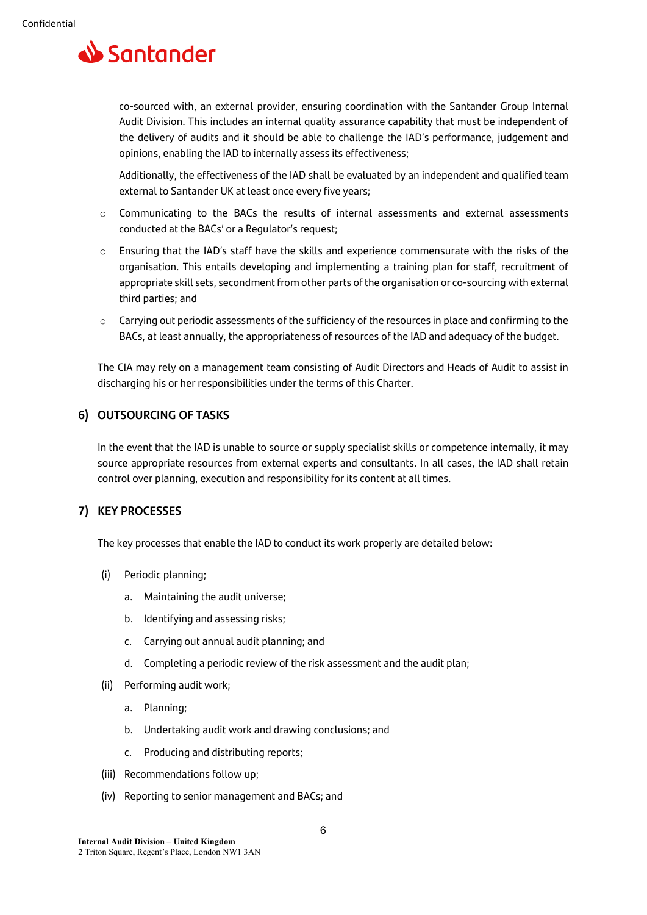co-sourced with, an external provider, ensuring coordination with the Santander Group Internal Audit Division. This includes an internal quality assurance capability that must be independent of the delivery of audits and it should be able to challenge the IAD's performance, judgement and opinions, enabling the IAD to internally assess its effectiveness;

Additionally, the effectiveness of the IAD shall be evaluated by an independent and qualified team external to Santander UK at least once every five years;

- Communicating to the BACs the results of internal assessments and external assessments conducted at the BACs' or a Regulator's request;
- Ensuring that the IAD's staff have the skills and experience commensurate with the risks of the organisation. This entails developing and implementing a training plan for staff, recruitment of appropriate skill sets, secondment from other parts of the organisation or co-sourcing with external third parties; and
- Carrying out periodic assessments of the sufficiency of the resources in place and confirming to the BACs, at least annually, the appropriateness of resources of the IAD and adequacy of the budget.

The CIA may rely on a management team consisting of Audit Directors and Heads of Audit to assist in discharging his or her responsibilities under the terms of this Charter.

## 6) OUTSOURCING OF TASKS

In the event that the IAD is unable to source or supply specialist skills or competence internally, it may source appropriate resources from external experts and consultants. In all cases, the IAD shall retain control over planning, execution and responsibility for its content at all times.

## 7) KEY PROCESSES

The key processes that enable the IAD to conduct its work properly are detailed below:

(i) Periodic planning;

   a. Maintaining the audit universe;

   b. Identifying and assessing risks;

   c. Carrying out annual audit planning; and

   d. Completing a periodic review of the risk assessment and the audit plan;

(ii) Performing audit work;

   a. Planning;

   b. Undertaking audit work and drawing conclusions; and

   c. Producing and distributing reports;

(iii) Recommendations follow up;

(iv) Reporting to senior management and BACs; and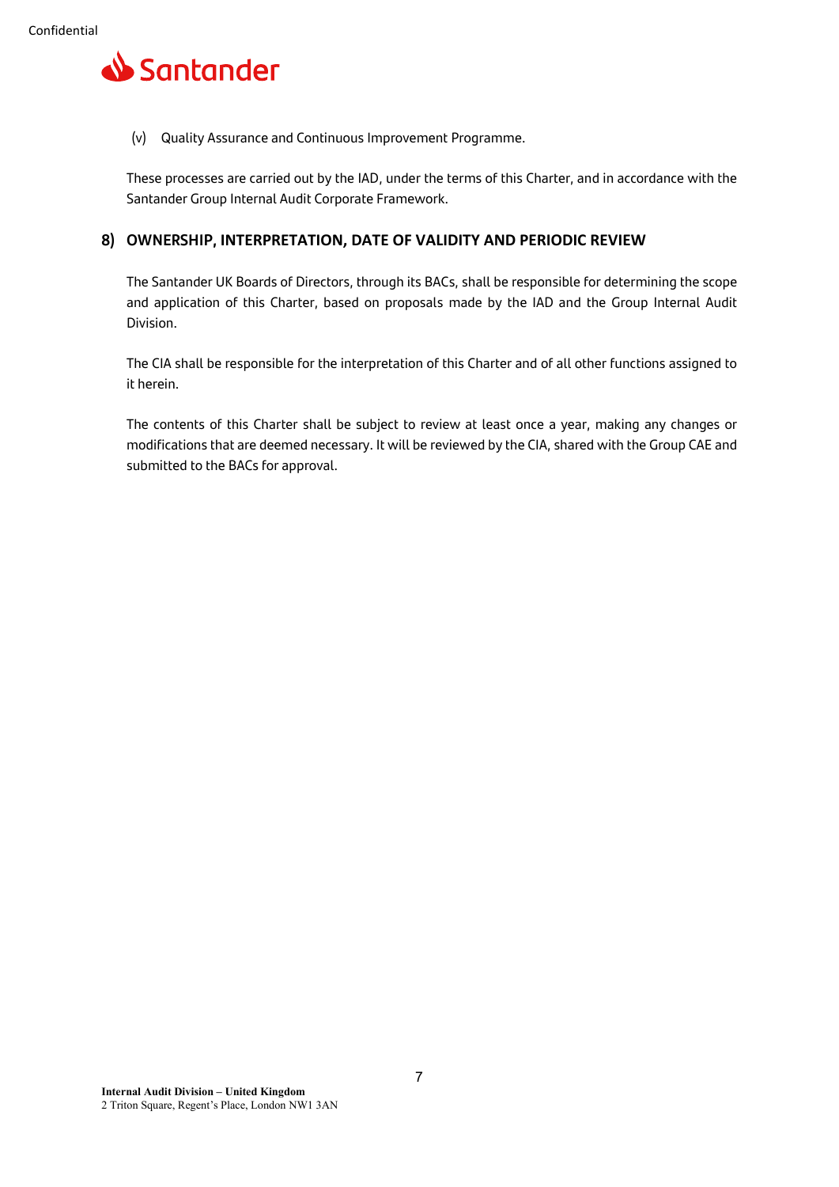(v) Quality Assurance and Continuous Improvement Programme.

These processes are carried out by the IAD, under the terms of this Charter, and in accordance with the Santander Group Internal Audit Corporate Framework.

## 8) OWNERSHIP, INTERPRETATION, DATE OF VALIDITY AND PERIODIC REVIEW

The Santander UK Boards of Directors, through its BACs, shall be responsible for determining the scope and application of this Charter, based on proposals made by the IAD and the Group Internal Audit Division.

The CIA shall be responsible for the interpretation of this Charter and of all other functions assigned to it herein.

The contents of this Charter shall be subject to review at least once a year, making any changes or modifications that are deemed necessary. It will be reviewed by the CIA, shared with the Group CAE and submitted to the BACs for approval.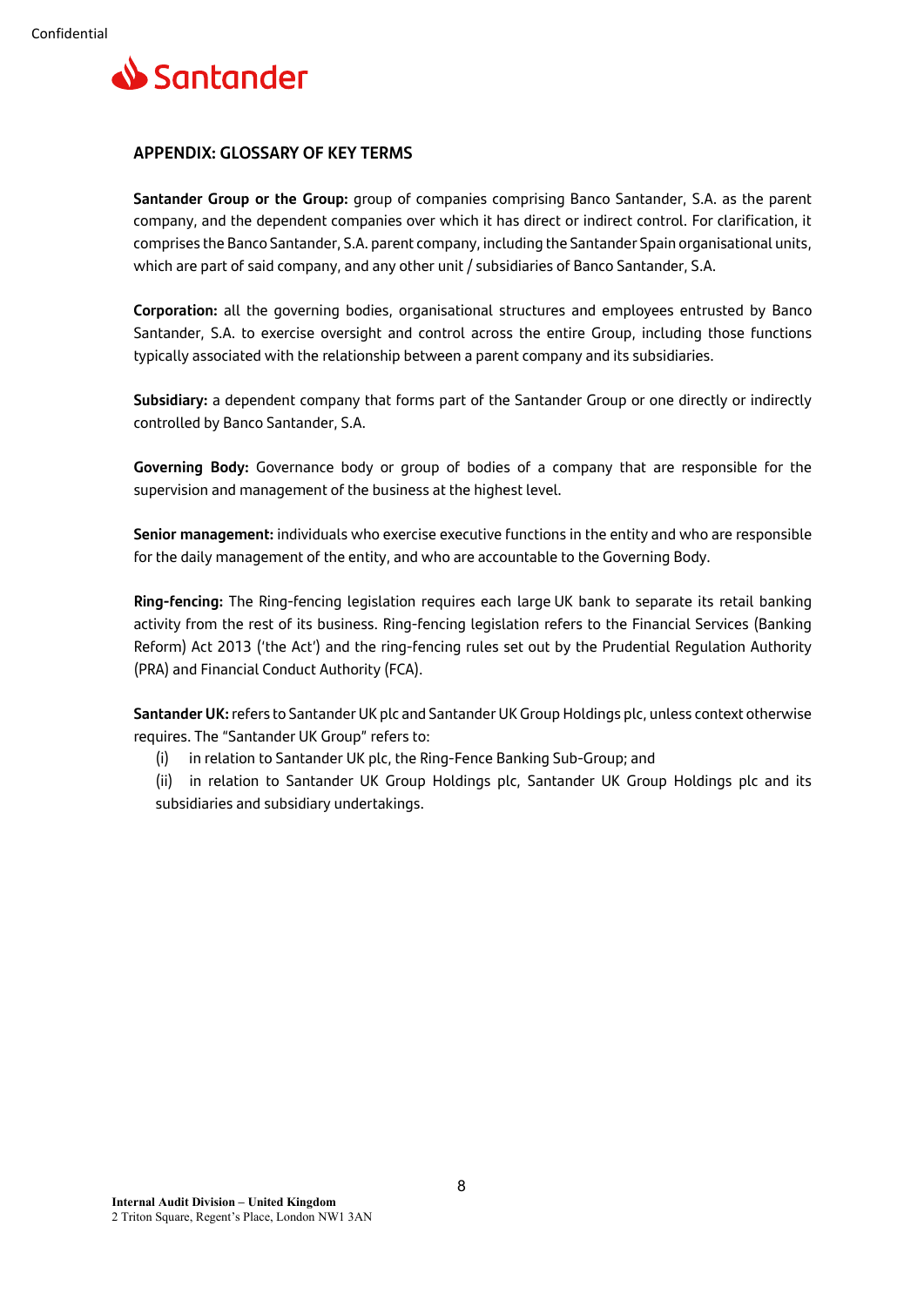## APPENDIX: GLOSSARY OF KEY TERMS

**Santander Group or the Group:** group of companies comprising Banco Santander, S.A. as the parent company, and the dependent companies over which it has direct or indirect control. For clarification, it comprises the Banco Santander, S.A. parent company, including the Santander Spain organisational units, which are part of said company, and any other unit / subsidiaries of Banco Santander, S.A.

**Corporation:** all the governing bodies, organisational structures and employees entrusted by Banco Santander, S.A. to exercise oversight and control across the entire Group, including those functions typically associated with the relationship between a parent company and its subsidiaries.

**Subsidiary:** a dependent company that forms part of the Santander Group or one directly or indirectly controlled by Banco Santander, S.A.

**Governing Body:** Governance body or group of bodies of a company that are responsible for the supervision and management of the business at the highest level.

**Senior management:** individuals who exercise executive functions in the entity and who are responsible for the daily management of the entity, and who are accountable to the Governing Body.

**Ring-fencing:** The Ring-fencing legislation requires each large UK bank to separate its retail banking activity from the rest of its business. Ring-fencing legislation refers to the Financial Services (Banking Reform) Act 2013 ('the Act') and the ring-fencing rules set out by the Prudential Regulation Authority (PRA) and Financial Conduct Authority (FCA).

**Santander UK:** refers to Santander UK plc and Santander UK Group Holdings plc, unless context otherwise requires. The "Santander UK Group" refers to:

(i) in relation to Santander UK plc, the Ring-Fence Banking Sub-Group; and

(ii) in relation to Santander UK Group Holdings plc, Santander UK Group Holdings plc and its subsidiaries and subsidiary undertakings.